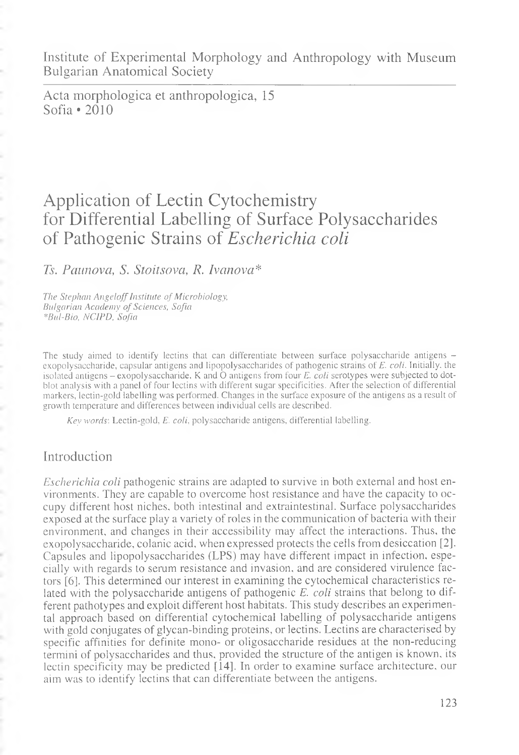Institute of Experimental Morphology and Anthropology with Museum
Bulgarian Anatomical Society

Acta morphologica et anthropologica, 15
Sofia • 2010

# Application of Lectin Cytochemistry for Differential Labelling of Surface Polysaccharides of Pathogenic Strains of *Escherichia coli*

*Ts. Paunova, S. Stoitsova, R. Ivanova\**

*The Stephan Angeloff Institute of Microbiology, Bulgarian Academy of Sciences, Sofia*
*\*Bul-Bio, NCIPD, Sofia*

The study aimed to identify lectins that can differentiate between surface polysaccharide antigens – exopolysaccharide, capsular antigens and lipopolysaccharides of pathogenic strains of *E. coli*. Initially, the isolated antigens – exopolysaccharide, K and O antigens from four *E. coli* serotypes were subjected to dot-blot analysis with a panel of four lectins with different sugar specificities. After the selection of differential markers, lectin-gold labelling was performed. Changes in the surface exposure of the antigens as a result of growth temperature and differences between individual cells are described.

*Key words*: Lectin-gold, *E. coli*, polysaccharide antigens, differential labelling.

## Introduction

*Escherichia coli* pathogenic strains are adapted to survive in both external and host environments. They are capable to overcome host resistance and have the capacity to occupy different host niches, both intestinal and extraintestinal. Surface polysaccharides exposed at the surface play a variety of roles in the communication of bacteria with their environment, and changes in their accessibility may affect the interactions. Thus, the exopolysaccharide, colanic acid, when expressed protects the cells from desiccation [2]. Capsules and lipopolysaccharides (LPS) may have different impact in infection, especially with regards to serum resistance and invasion, and are considered virulence factors [6]. This determined our interest in examining the cytochemical characteristics related with the polysaccharide antigens of pathogenic *E. coli* strains that belong to different pathotypes and exploit different host habitats. This study describes an experimental approach based on differential cytochemical labelling of polysaccharide antigens with gold conjugates of glycan-binding proteins, or lectins. Lectins are characterised by specific affinities for definite mono- or oligosaccharide residues at the non-reducing termini of polysaccharides and thus, provided the structure of the antigen is known, its lectin specificity may be predicted [14]. In order to examine surface architecture, our aim was to identify lectins that can differentiate between the antigens.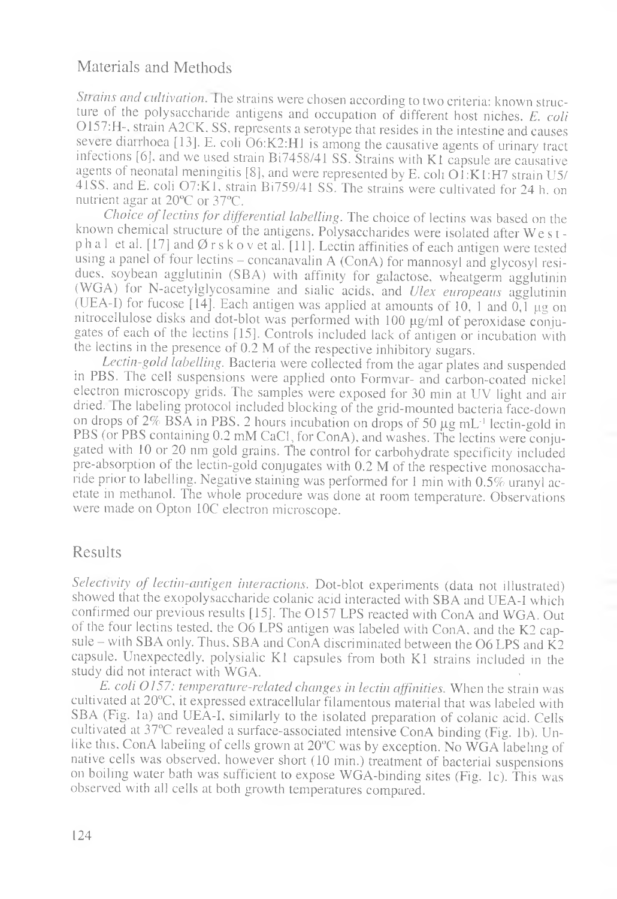## Materials and Methods

*Strains and cultivation.* The strains were chosen according to two criteria: known structure of the polysaccharide antigens and occupation of different host niches. *E. coli* O157:H-, strain A2CK, SS, represents a serotype that resides in the intestine and causes severe diarrhoea [13]. E. coli O6:K2:H1 is among the causative agents of urinary tract infections [6], and we used strain Bi7458/41 SS. Strains with K1 capsule are causative agents of neonatal meningitis [8], and were represented by E. coli O1:K1:H7 strain U5/41SS, and E. coli O7:K1, strain Bi759/41 SS. The strains were cultivated for 24 h. on nutrient agar at 20ºC or 37ºC.

*Choice of lectins for differential labelling.* The choice of lectins was based on the known chemical structure of the antigens. Polysaccharides were isolated after Westphal et al. [17] and Ørskov et al. [11]. Lectin affinities of each antigen were tested using a panel of four lectins – concanavalin A (ConA) for mannosyl and glycosyl residues, soybean agglutinin (SBA) with affinity for galactose, wheatgerm agglutinin (WGA) for N-acetylglycosamine and sialic acids, and *Ulex europeaus* agglutinin (UEA-I) for fucose [14]. Each antigen was applied at amounts of 10, 1 and 0,1 µg on nitrocellulose disks and dot-blot was performed with 100 µg/ml of peroxidase conjugates of each of the lectins [15]. Controls included lack of antigen or incubation with the lectins in the presence of 0.2 M of the respective inhibitory sugars.

*Lectin-gold labelling.* Bacteria were collected from the agar plates and suspended in PBS. The cell suspensions were applied onto Formvar- and carbon-coated nickel electron microscopy grids. The samples were exposed for 30 min at UV light and air dried. The labeling protocol included blocking of the grid-mounted bacteria face-down on drops of 2% BSA in PBS, 2 hours incubation on drops of 50 µg mL$^{-1}$ lectin-gold in PBS (or PBS containing 0.2 mM $CaCl_2$ for ConA), and washes. The lectins were conjugated with 10 or 20 nm gold grains. The control for carbohydrate specificity included pre-absorption of the lectin-gold conjugates with 0.2 M of the respective monosaccharide prior to labelling. Negative staining was performed for 1 min with 0.5% uranyl acetate in methanol. The whole procedure was done at room temperature. Observations were made on Opton 10C electron microscope.

## Results

*Selectivity of lectin-antigen interactions.* Dot-blot experiments (data not illustrated) showed that the exopolysaccharide colanic acid interacted with SBA and UEA-I which confirmed our previous results [15]. The O157 LPS reacted with ConA and WGA. Out of the four lectins tested, the O6 LPS antigen was labeled with ConA, and the K2 capsule – with SBA only. Thus, SBA and ConA discriminated between the O6 LPS and K2 capsule. Unexpectedly, polysialic K1 capsules from both K1 strains included in the study did not interact with WGA.

*E. coli O157: temperature-related changes in lectin affinities.* When the strain was cultivated at 20ºC, it expressed extracellular filamentous material that was labeled with SBA (Fig. 1a) and UEA-I, similarly to the isolated preparation of colanic acid. Cells cultivated at 37ºC revealed a surface-associated intensive ConA binding (Fig. 1b). Unlike this, ConA labeling of cells grown at 20ºC was by exception. No WGA labeling of native cells was observed, however short (10 min.) treatment of bacterial suspensions on boiling water bath was sufficient to expose WGA-binding sites (Fig. 1c). This was observed with all cells at both growth temperatures compared.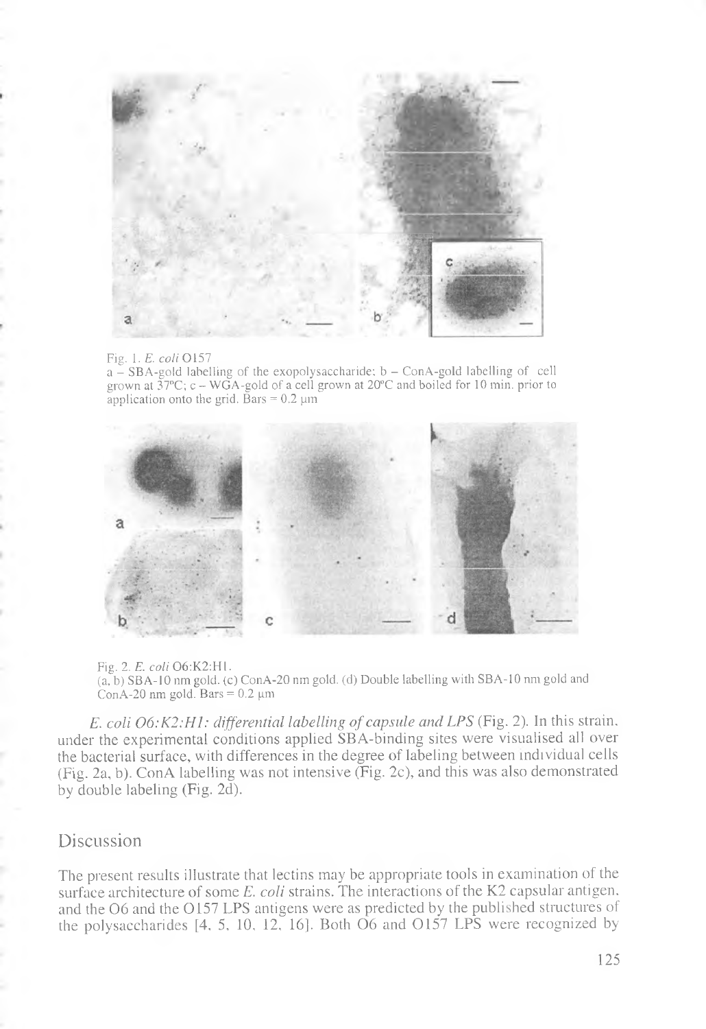Fig. 1. *E. coli* O157

a – SBA-gold labelling of the exopolysaccharide; b – ConA-gold labelling of cell grown at 37ºC; c – WGA-gold of a cell grown at 20ºC and boiled for 10 min. prior to application onto the grid. Bars = 0.2 μm

Fig. 2. *E. coli* O6:K2:H1.

(a, b) SBA-10 nm gold. (c) ConA-20 nm gold. (d) Double labelling with SBA-10 nm gold and ConA-20 nm gold. Bars = 0.2 μm

*E. coli O6:K2:H1: differential labelling of capsule and LPS* (Fig. 2). In this strain, under the experimental conditions applied SBA-binding sites were visualised all over the bacterial surface, with differences in the degree of labeling between individual cells (Fig. 2a, b). ConA labelling was not intensive (Fig. 2c), and this was also demonstrated by double labeling (Fig. 2d).

## Discussion

The present results illustrate that lectins may be appropriate tools in examination of the surface architecture of some *E. coli* strains. The interactions of the K2 capsular antigen, and the O6 and the O157 LPS antigens were as predicted by the published structures of the polysaccharides [4, 5, 10, 12, 16]. Both O6 and O157 LPS were recognized by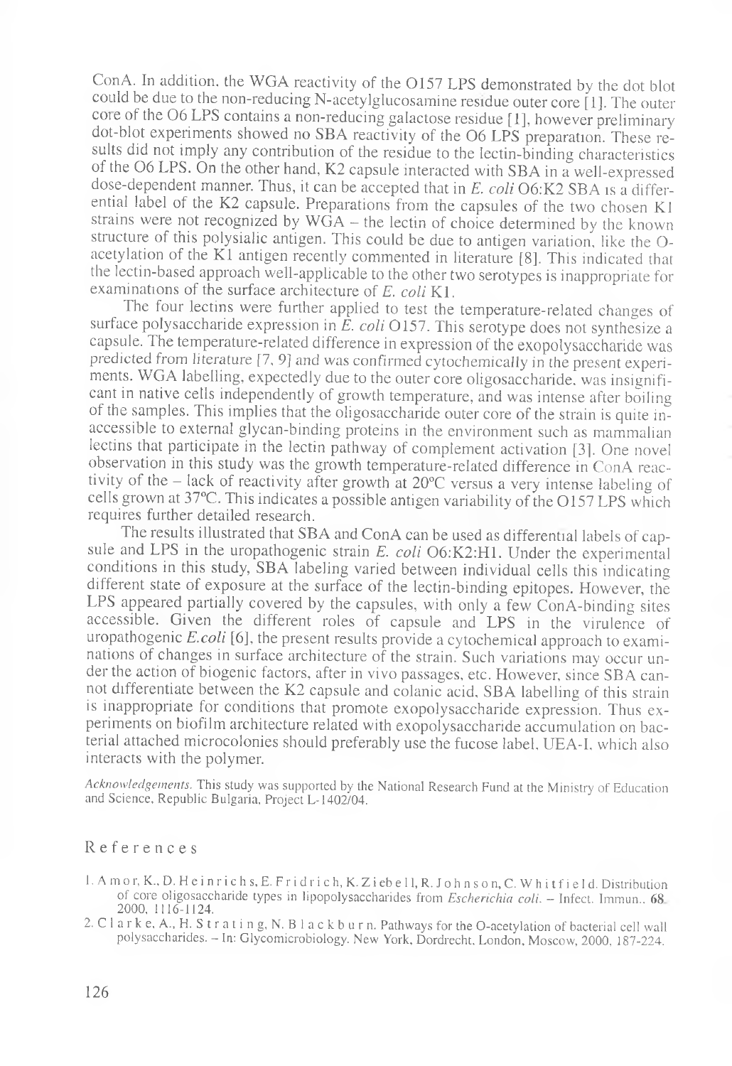ConA. In addition, the WGA reactivity of the O157 LPS demonstrated by the dot blot could be due to the non-reducing N-acetylglucosamine residue outer core [1]. The outer core of the O6 LPS contains a non-reducing galactose residue [1], however preliminary dot-blot experiments showed no SBA reactivity of the O6 LPS preparation. These results did not imply any contribution of the residue to the lectin-binding characteristics of the O6 LPS. On the other hand, K2 capsule interacted with SBA in a well-expressed dose-dependent manner. Thus, it can be accepted that in *E. coli* O6:K2 SBA is a differential label of the K2 capsule. Preparations from the capsules of the two chosen K1 strains were not recognized by WGA – the lectin of choice determined by the known structure of this polysialic antigen. This could be due to antigen variation, like the O-acetylation of the K1 antigen recently commented in literature [8]. This indicated that the lectin-based approach well-applicable to the other two serotypes is inappropriate for examinations of the surface architecture of *E. coli* K1.

The four lectins were further applied to test the temperature-related changes of surface polysaccharide expression in *E. coli* O157. This serotype does not synthesize a capsule. The temperature-related difference in expression of the exopolysaccharide was predicted from literature [7, 9] and was confirmed cytochemically in the present experiments. WGA labelling, expectedly due to the outer core oligosaccharide, was insignificant in native cells independently of growth temperature, and was intense after boiling of the samples. This implies that the oligosaccharide outer core of the strain is quite inaccessible to external glycan-binding proteins in the environment such as mammalian lectins that participate in the lectin pathway of complement activation [3]. One novel observation in this study was the growth temperature-related difference in ConA reactivity of the – lack of reactivity after growth at 20°C versus a very intense labeling of cells grown at 37°C. This indicates a possible antigen variability of the O157 LPS which requires further detailed research.

The results illustrated that SBA and ConA can be used as differential labels of capsule and LPS in the uropathogenic strain *E. coli* O6:K2:H1. Under the experimental conditions in this study, SBA labeling varied between individual cells this indicating different state of exposure at the surface of the lectin-binding epitopes. However, the LPS appeared partially covered by the capsules, with only a few ConA-binding sites accessible. Given the different roles of capsule and LPS in the virulence of uropathogenic *E.coli* [6], the present results provide a cytochemical approach to examinations of changes in surface architecture of the strain. Such variations may occur under the action of biogenic factors, after in vivo passages, etc. However, since SBA cannot differentiate between the K2 capsule and colanic acid, SBA labelling of this strain is inappropriate for conditions that promote exopolysaccharide expression. Thus experiments on biofilm architecture related with exopolysaccharide accumulation on bacterial attached microcolonies should preferably use the fucose label, UEA-I, which also interacts with the polymer.

*Acknowledgements.* This study was supported by the National Research Fund at the Ministry of Education and Science, Republic Bulgaria, Project L-1402/04.

## References

1. Amor, K., D. Heinrichs, E. Fridrich, K. Ziebell, R. Johnson, C. Whitfield. Distribution of core oligosaccharide types in lipopolysaccharides from *Escherichia coli*. – Infect. Immun., **68**, 2000, 1116-1124.
2. Clarke, A., H. Strating, N. Blackburn. Pathways for the O-acetylation of bacterial cell wall polysaccharides. – In: Glycomicrobiology. New York, Dordrecht, London, Moscow, 2000, 187-224.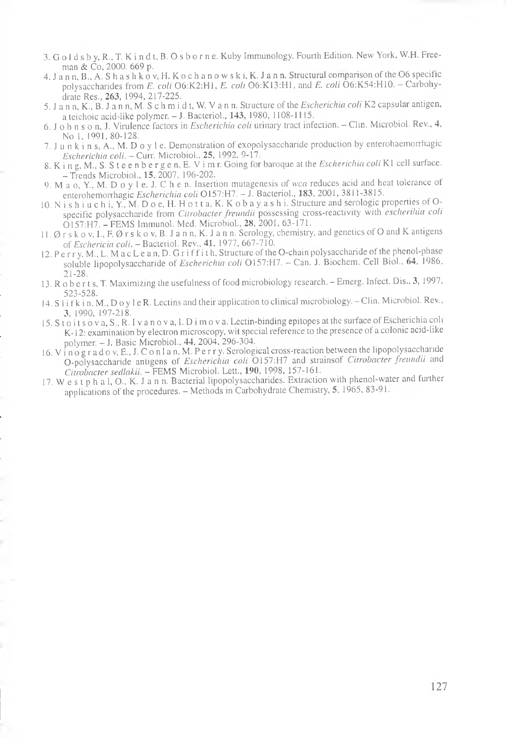3. Goldsby, R., T. Kindt, B. Osborne. Kuby Immunology. Fourth Edition. New York, W.H. Freeman & Co, 2000. 669 p.
4. Jann, B., A. Shashkov, H. Kochanowski, K. Jann. Structural comparison of the O6 specific polysaccharides from *E. coli* O6:K2:H1, *E. coli* O6:K13:H1, and *E. coli* O6:K54:H10. – Carbohydrate Res., **263**, 1994, 217-225.
5. Jann, K., B. Jann, M. Schmidt, W. Vann. Structure of the *Escherichia coli* K2 capsular antigen, a teichoic acid-like polymer. – J. Bacteriol., **143**, 1980, 1108-1115.
6. Johnson, J. Virulence factors in *Escherichia coli* urinary tract infection. – Clin. Microbiol. Rev., **4**, No 1, 1991, 80-128.
7. Junkins, A., M. Doyle. Demonstration of exopolysaccharide production by enterohaemorrhagic *Escherichia coli*. – Curr. Microbiol., **25**, 1992, 9-17.
8. King, M., S. Steenbergen, E. Vimr. Going for baroque at the *Escherichia coli* K1 cell surface. – Trends Microbiol., **15**, 2007, 196-202.
9. Mao, Y., M. Doyle, J. Chen. Insertion mutagenesis of *wca* reduces acid and heat tolerance of enterohemorrhagic *Escherichia coli* O157:H7. – J. Bacteriol., **183**, 2001, 3811-3815.
10. Nishiuchi, Y., M. Doe, H. Hotta, K. Kobayashi. Structure and serologic properties of O-specific polysaccharide from *Citrobacter freundii* possessing cross-reactivity with *escherihia coli* O157:H7. – FEMS Immunol. Med. Microbiol., **28**, 2001, 63-171.
11. Ørskov, I., F. Ørskov, B. Jann, K. Jann. Serology, chemistry, and genetics of O and K antigens of *Eschericia coli*. – Bacteriol. Rev., **41**, 1977, 667-710.
12. Perry, M., L. MacLean, D. Griffith, Structure of the O-chain polysaccharide of the phenol-phase soluble lipopolysaccharide of *Escherichia coli* O157:H7. – Can. J. Biochem. Cell Biol., **64**, 1986, 21-28.
13. Roberts, T. Maximizing the usefulness of food microbiology research. – Emerg. Infect. Dis., **3**, 1997, 523-528.
14. Slifkin. M., Doyle R. Lectins and their application to clinical microbiology. – Clin. Microbiol. Rev., **3**, 1990, 197-218.
15. Stoitsova, S., R. Ivanova, I. Dimova. Lectin-binding epitopes at the surface of Escherichia coli K-12: examination by electron microscopy, wit special reference to the presence of a colonic acid-like polymer. – J. Basic Microbiol., **44**, 2004, 296-304.
16. Vinogradov, E., J. Conlan, M. Perry. Serological cross-reaction between the lipopolysaccharide O-polysaccharide antigens of *Escherichia coli* O157:H7 and strainsof *Citrobacter freundii* and *Citrobacter sedlakii*. – FEMS Microbiol. Lett., **190**, 1998, 157-161.
17. Westphal, O., K. Jann. Bacterial lipopolysaccharides. Extraction with phenol-water and further applications of the procedures. – Methods in Carbohydrate Chemistry, **5**, 1965, 83-91.